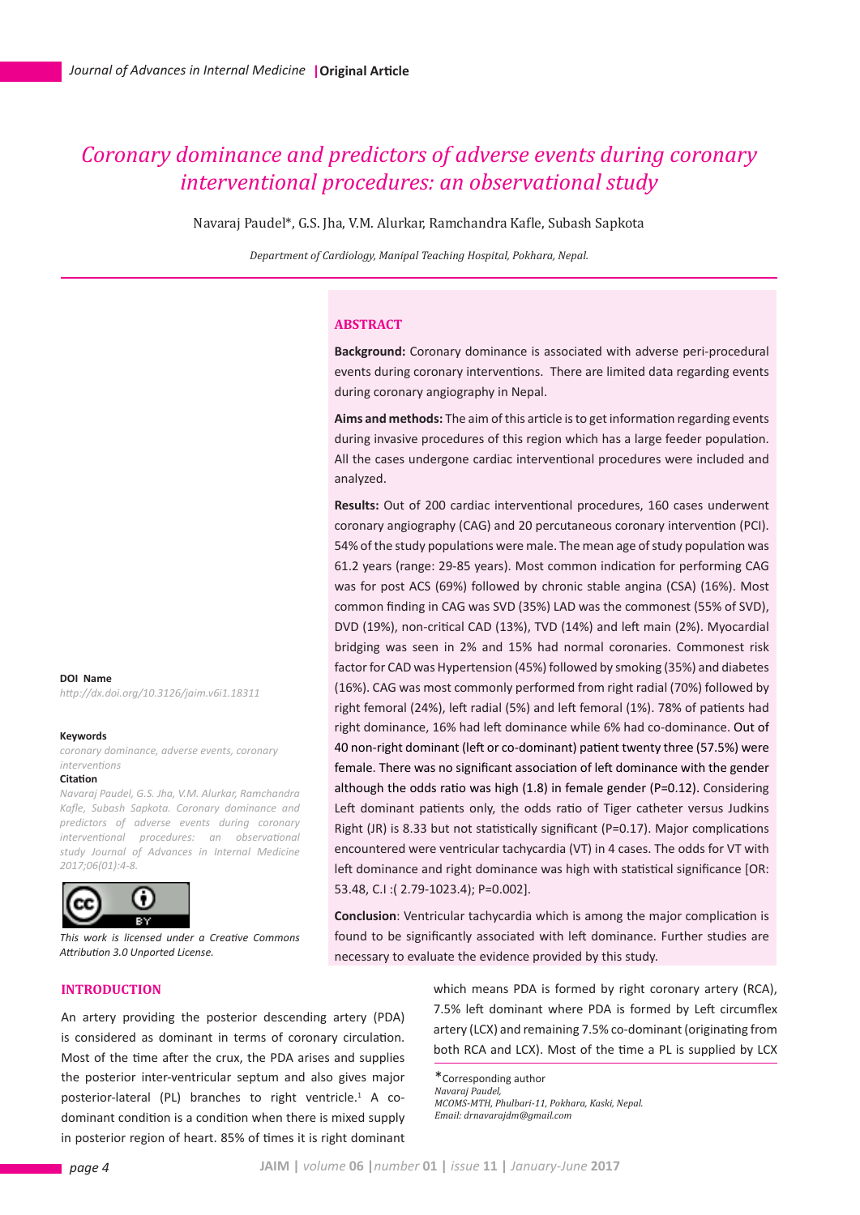# Coronary dominance and predictors of adverse events during coronary interventional procedures: an observational study

Navaraj Paudel*, G.S. Jha, V.M. Alurkar, Ramchandra Kafle, Subash Sapkota

*Department of Cardiology, Manipal Teaching Hospital, Pokhara, Nepal.*

## ABSTRACT

**Background:** Coronary dominance is associated with adverse peri-procedural events during coronary interventions. There are limited data regarding events during coronary angiography in Nepal.

**Aims and methods:** The aim of this article is to get information regarding events during invasive procedures of this region which has a large feeder population. All the cases undergone cardiac interventional procedures were included and analyzed.

**Results:** Out of 200 cardiac interventional procedures, 160 cases underwent coronary angiography (CAG) and 20 percutaneous coronary intervention (PCI). 54% of the study populations were male. The mean age of study population was 61.2 years (range: 29-85 years). Most common indication for performing CAG was for post ACS (69%) followed by chronic stable angina (CSA) (16%). Most common finding in CAG was SVD (35%) LAD was the commonest (55% of SVD), DVD (19%), non-critical CAD (13%), TVD (14%) and left main (2%). Myocardial bridging was seen in 2% and 15% had normal coronaries. Commonest risk factor for CAD was Hypertension (45%) followed by smoking (35%) and diabetes (16%). CAG was most commonly performed from right radial (70%) followed by right femoral (24%), left radial (5%) and left femoral (1%). 78% of patients had right dominance, 16% had left dominance while 6% had co-dominance. Out of 40 non-right dominant (left or co-dominant) patient twenty three (57.5%) were female. There was no significant association of left dominance with the gender although the odds ratio was high (1.8) in female gender (P=0.12). Considering Left dominant patients only, the odds ratio of Tiger catheter versus Judkins Right (JR) is 8.33 but not statistically significant (P=0.17). Major complications encountered were ventricular tachycardia (VT) in 4 cases. The odds for VT with left dominance and right dominance was high with statistical significance [OR: 53.48, C.I :( 2.79-1023.4); P=0.002].

**Conclusion**: Ventricular tachycardia which is among the major complication is found to be significantly associated with left dominance. Further studies are necessary to evaluate the evidence provided by this study.

**DOI Name**
*http://dx.doi.org/10.3126/jaim.v6i1.18311*

**Keywords**
*coronary dominance, adverse events, coronary interventions*

**Citation**
*Navaraj Paudel, G.S. Jha, V.M. Alurkar, Ramchandra Kafle, Subash Sapkota. Coronary dominance and predictors of adverse events during coronary interventional procedures: an observational study Journal of Advances in Internal Medicine 2017;06(01):4-8.*

*This work is licensed under a Creative Commons Attribution 3.0 Unported License.*

## INTRODUCTION

An artery providing the posterior descending artery (PDA) is considered as dominant in terms of coronary circulation. Most of the time after the crux, the PDA arises and supplies the posterior inter-ventricular septum and also gives major posterior-lateral (PL) branches to right ventricle.[1] A co-dominant condition is a condition when there is mixed supply in posterior region of heart. 85% of times it is right dominant which means PDA is formed by right coronary artery (RCA), 7.5% left dominant where PDA is formed by Left circumflex artery (LCX) and remaining 7.5% co-dominant (originating from both RCA and LCX). Most of the time a PL is supplied by LCX

*Corresponding author
*Navaraj Paudel,*
*MCOMS-MTH, Phulbari-11, Pokhara, Kaski, Nepal.*
*Email: drnavarajdm@gmail.com*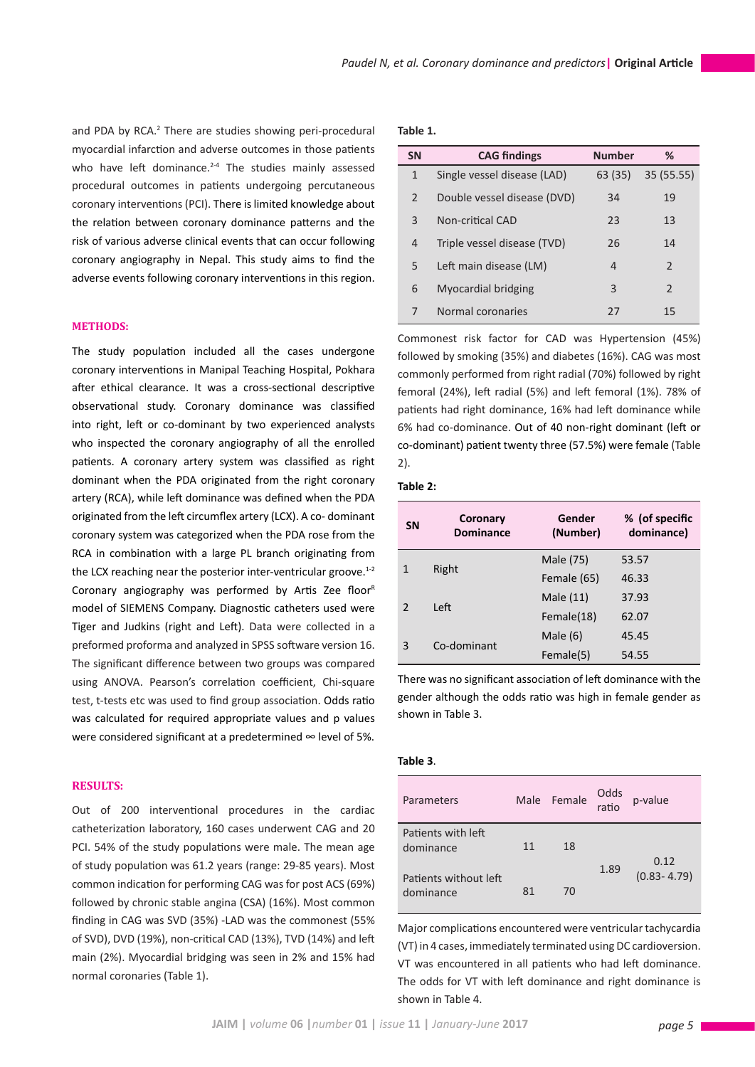and PDA by RCA.[2] There are studies showing peri-procedural myocardial infarction and adverse outcomes in those patients who have left dominance.[2-4] The studies mainly assessed procedural outcomes in patients undergoing percutaneous coronary interventions (PCI). There is limited knowledge about the relation between coronary dominance patterns and the risk of various adverse clinical events that can occur following coronary angiography in Nepal. This study aims to find the adverse events following coronary interventions in this region.

## METHODS:

The study population included all the cases undergone coronary interventions in Manipal Teaching Hospital, Pokhara after ethical clearance. It was a cross-sectional descriptive observational study. Coronary dominance was classified into right, left or co-dominant by two experienced analysts who inspected the coronary angiography of all the enrolled patients. A coronary artery system was classified as right dominant when the PDA originated from the right coronary artery (RCA), while left dominance was defined when the PDA originated from the left circumflex artery (LCX). A co- dominant coronary system was categorized when the PDA rose from the RCA in combination with a large PL branch originating from the LCX reaching near the posterior inter-ventricular groove.[1-2] Coronary angiography was performed by Artis Zee floor[R] model of SIEMENS Company. Diagnostic catheters used were Tiger and Judkins (right and Left). Data were collected in a preformed proforma and analyzed in SPSS software version 16. The significant difference between two groups was compared using ANOVA. Pearson's correlation coefficient, Chi-square test, t-tests etc was used to find group association. Odds ratio was calculated for required appropriate values and p values were considered significant at a predetermined ∞ level of 5%.

## RESULTS:

Out of 200 interventional procedures in the cardiac catheterization laboratory, 160 cases underwent CAG and 20 PCI. 54% of the study populations were male. The mean age of study population was 61.2 years (range: 29-85 years). Most common indication for performing CAG was for post ACS (69%) followed by chronic stable angina (CSA) (16%). Most common finding in CAG was SVD (35%) -LAD was the commonest (55% of SVD), DVD (19%), non-critical CAD (13%), TVD (14%) and left main (2%). Myocardial bridging was seen in 2% and 15% had normal coronaries (Table 1).

**Table 1.**

| SN | CAG findings | Number | % |
|---|---|---|---|
| 1 | Single vessel disease (LAD) | 63 (35) | 35 (55.55) |
| 2 | Double vessel disease (DVD) | 34 | 19 |
| 3 | Non-critical CAD | 23 | 13 |
| 4 | Triple vessel disease (TVD) | 26 | 14 |
| 5 | Left main disease (LM) | 4 | 2 |
| 6 | Myocardial bridging | 3 | 2 |
| 7 | Normal coronaries | 27 | 15 |

Commonest risk factor for CAD was Hypertension (45%) followed by smoking (35%) and diabetes (16%). CAG was most commonly performed from right radial (70%) followed by right femoral (24%), left radial (5%) and left femoral (1%). 78% of patients had right dominance, 16% had left dominance while 6% had co-dominance. Out of 40 non-right dominant (left or co-dominant) patient twenty three (57.5%) were female (Table 2).

**Table 2:**

| SN | Coronary Dominance | Gender (Number) | % (of specific dominance) |
|---|---|---|---|
| 1 | Right | Male (75) | 53.57 |
| | | Female (65) | 46.33 |
| 2 | Left | Male (11) | 37.93 |
| | | Female(18) | 62.07 |
| 3 | Co-dominant | Male (6) | 45.45 |
| | | Female(5) | 54.55 |

There was no significant association of left dominance with the gender although the odds ratio was high in female gender as shown in Table 3.

**Table 3.**

| Parameters | Male | Female | Odds ratio | p-value |
|---|---|---|---|---|
| Patients with left dominance | 11 | 18 | 1.89 | 0.12 (0.83- 4.79) |
| Patients without left dominance | 81 | 70 | | |

Major complications encountered were ventricular tachycardia (VT) in 4 cases, immediately terminated using DC cardioversion. VT was encountered in all patients who had left dominance. The odds for VT with left dominance and right dominance is shown in Table 4.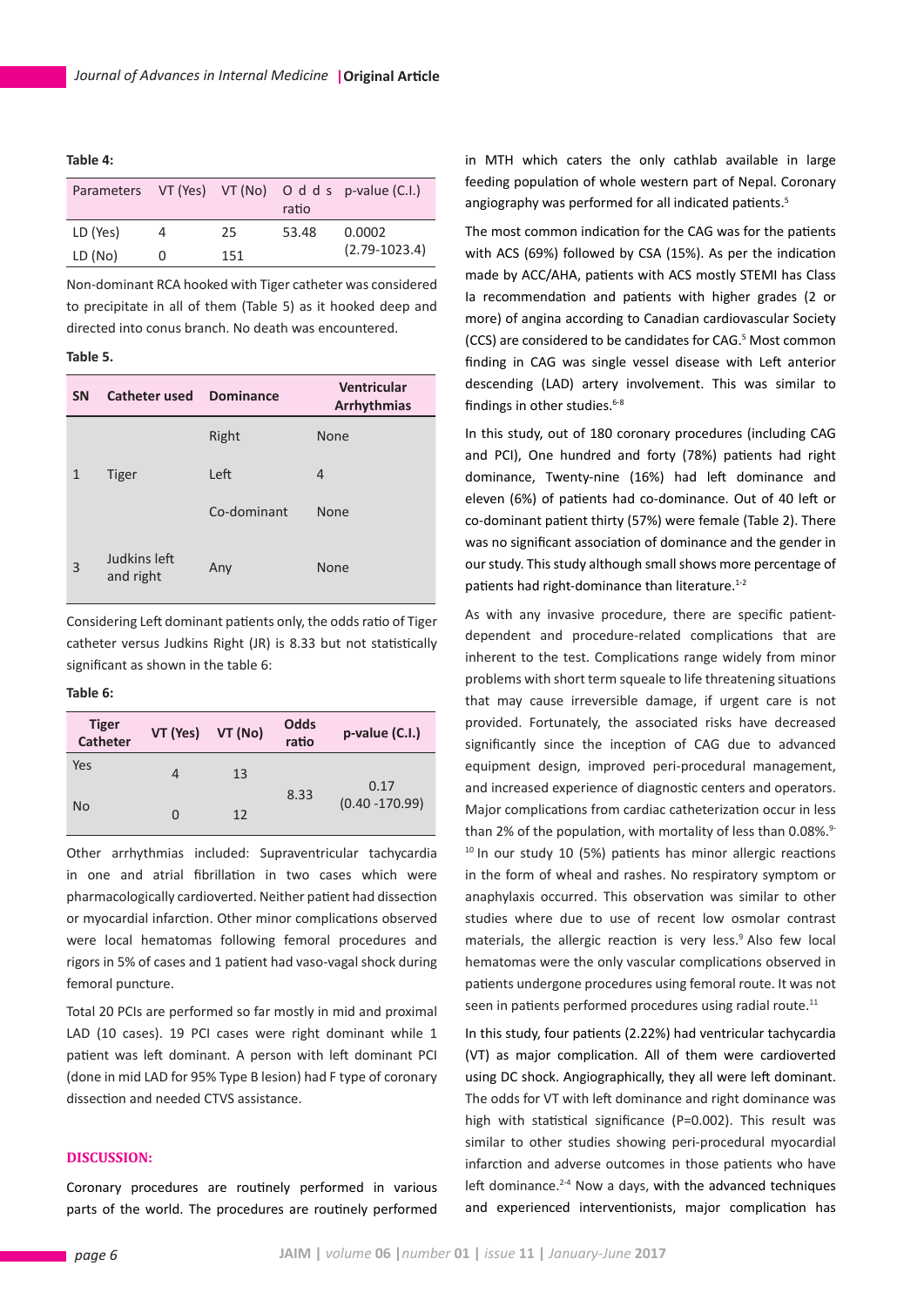**Table 4:**

| Parameters | VT (Yes) | VT (No) | Odds ratio | p-value (C.I.) |
|---|---|---|---|---|
| LD (Yes) | 4 | 25 | 53.48 | 0.0002 (2.79-1023.4) |
| LD (No) | 0 | 151 | | |

Non-dominant RCA hooked with Tiger catheter was considered to precipitate in all of them (Table 5) as it hooked deep and directed into conus branch. No death was encountered.

**Table 5.**

| SN | Catheter used | Dominance | Ventricular Arrhythmias |
|---|---|---|---|
| 1 | Tiger | Right | None |
| | | Left | 4 |
| | | Co-dominant | None |
| 3 | Judkins left and right | Any | None |

Considering Left dominant patients only, the odds ratio of Tiger catheter versus Judkins Right (JR) is 8.33 but not statistically significant as shown in the table 6:

**Table 6:**

| Tiger Catheter | VT (Yes) | VT (No) | Odds ratio | p-value (C.I.) |
|---|---|---|---|---|
| Yes | 4 | 13 | 8.33 | 0.17 (0.40 -170.99) |
| No | 0 | 12 | | |

Other arrhythmias included: Supraventricular tachycardia in one and atrial fibrillation in two cases which were pharmacologically cardioverted. Neither patient had dissection or myocardial infarction. Other minor complications observed were local hematomas following femoral procedures and rigors in 5% of cases and 1 patient had vaso-vagal shock during femoral puncture.

Total 20 PCIs are performed so far mostly in mid and proximal LAD (10 cases). 19 PCI cases were right dominant while 1 patient was left dominant. A person with left dominant PCI (done in mid LAD for 95% Type B lesion) had F type of coronary dissection and needed CTVS assistance.

## DISCUSSION:

Coronary procedures are routinely performed in various parts of the world. The procedures are routinely performed in MTH which caters the only cathlab available in large feeding population of whole western part of Nepal. Coronary angiography was performed for all indicated patients.[5]

The most common indication for the CAG was for the patients with ACS (69%) followed by CSA (15%). As per the indication made by ACC/AHA, patients with ACS mostly STEMI has Class Ia recommendation and patients with higher grades (2 or more) of angina according to Canadian cardiovascular Society (CCS) are considered to be candidates for CAG.[5] Most common finding in CAG was single vessel disease with Left anterior descending (LAD) artery involvement. This was similar to findings in other studies.[6-8]

In this study, out of 180 coronary procedures (including CAG and PCI), One hundred and forty (78%) patients had right dominance, Twenty-nine (16%) had left dominance and eleven (6%) of patients had co-dominance. Out of 40 left or co-dominant patient thirty (57%) were female (Table 2). There was no significant association of dominance and the gender in our study. This study although small shows more percentage of patients had right-dominance than literature.[1-2]

As with any invasive procedure, there are specific patient-dependent and procedure-related complications that are inherent to the test. Complications range widely from minor problems with short term squeale to life threatening situations that may cause irreversible damage, if urgent care is not provided. Fortunately, the associated risks have decreased significantly since the inception of CAG due to advanced equipment design, improved peri-procedural management, and increased experience of diagnostic centers and operators. Major complications from cardiac catheterization occur in less than 2% of the population, with mortality of less than 0.08%.[9-10] In our study 10 (5%) patients has minor allergic reactions in the form of wheal and rashes. No respiratory symptom or anaphylaxis occurred. This observation was similar to other studies where due to use of recent low osmolar contrast materials, the allergic reaction is very less.[9] Also few local hematomas were the only vascular complications observed in patients undergone procedures using femoral route. It was not seen in patients performed procedures using radial route.[11]

In this study, four patients (2.22%) had ventricular tachycardia (VT) as major complication. All of them were cardioverted using DC shock. Angiographically, they all were left dominant. The odds for VT with left dominance and right dominance was high with statistical significance (P=0.002). This result was similar to other studies showing peri-procedural myocardial infarction and adverse outcomes in those patients who have left dominance.[2-4] Now a days, with the advanced techniques and experienced interventionists, major complication has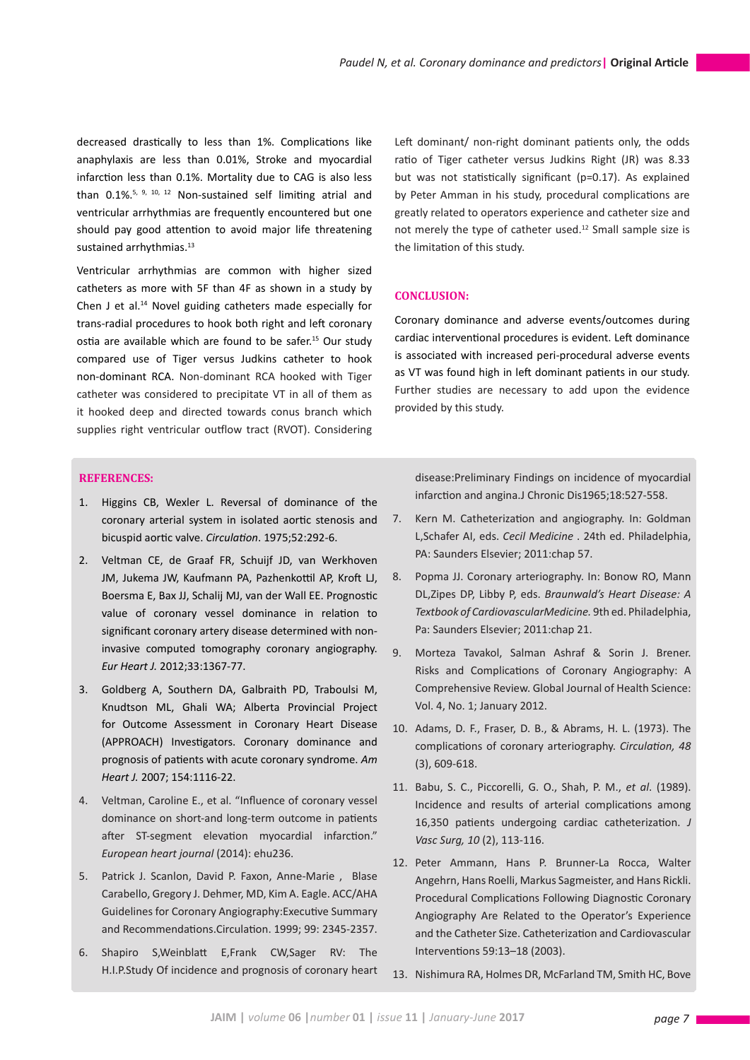decreased drastically to less than 1%. Complications like anaphylaxis are less than 0.01%, Stroke and myocardial infarction less than 0.1%. Mortality due to CAG is also less than 0.1%.[5, 9, 10, 12] Non-sustained self limiting atrial and ventricular arrhythmias are frequently encountered but one should pay good attention to avoid major life threatening sustained arrhythmias.[13]

Ventricular arrhythmias are common with higher sized catheters as more with 5F than 4F as shown in a study by Chen J et al.[14] Novel guiding catheters made especially for trans-radial procedures to hook both right and left coronary ostia are available which are found to be safer.[15] Our study compared use of Tiger versus Judkins catheter to hook non-dominant RCA. Non-dominant RCA hooked with Tiger catheter was considered to precipitate VT in all of them as it hooked deep and directed towards conus branch which supplies right ventricular outflow tract (RVOT). Considering Left dominant/ non-right dominant patients only, the odds ratio of Tiger catheter versus Judkins Right (JR) was 8.33 but was not statistically significant (p=0.17). As explained by Peter Amman in his study, procedural complications are greatly related to operators experience and catheter size and not merely the type of catheter used.[12] Small sample size is the limitation of this study.

## CONCLUSION:

Coronary dominance and adverse events/outcomes during cardiac interventional procedures is evident. Left dominance is associated with increased peri-procedural adverse events as VT was found high in left dominant patients in our study. Further studies are necessary to add upon the evidence provided by this study.

## REFERENCES:

1. Higgins CB, Wexler L. Reversal of dominance of the coronary arterial system in isolated aortic stenosis and bicuspid aortic valve. *Circulation*. 1975;52:292-6.
2. Veltman CE, de Graaf FR, Schuijf JD, van Werkhoven JM, Jukema JW, Kaufmann PA, Pazhenkottil AP, Kroft LJ, Boersma E, Bax JJ, Schalij MJ, van der Wall EE. Prognostic value of coronary vessel dominance in relation to significant coronary artery disease determined with non-invasive computed tomography coronary angiography. *Eur Heart J.* 2012;33:1367-77.
3. Goldberg A, Southern DA, Galbraith PD, Traboulsi M, Knudtson ML, Ghali WA; Alberta Provincial Project for Outcome Assessment in Coronary Heart Disease (APPROACH) Investigators. Coronary dominance and prognosis of patients with acute coronary syndrome. *Am Heart J.* 2007; 154:1116-22.
4. Veltman, Caroline E., et al. "Influence of coronary vessel dominance on short-and long-term outcome in patients after ST-segment elevation myocardial infarction." *European heart journal* (2014): ehu236.
5. Patrick J. Scanlon, David P. Faxon, Anne-Marie , Blase Carabello, Gregory J. Dehmer, MD, Kim A. Eagle. ACC/AHA Guidelines for Coronary Angiography:Executive Summary and Recommendations.Circulation. 1999; 99: 2345-2357.
6. Shapiro S,Weinblatt E,Frank CW,Sager RV: The H.I.P.Study Of incidence and prognosis of coronary heart disease:Preliminary Findings on incidence of myocardial infarction and angina.J Chronic Dis1965;18:527-558.
7. Kern M. Catheterization and angiography. In: Goldman L,Schafer AI, eds. *Cecil Medicine* . 24th ed. Philadelphia, PA: Saunders Elsevier; 2011:chap 57.
8. Popma JJ. Coronary arteriography. In: Bonow RO, Mann DL,Zipes DP, Libby P, eds. *Braunwald's Heart Disease: A Textbook of CardiovascularMedicine.* 9th ed. Philadelphia, Pa: Saunders Elsevier; 2011:chap 21.
9. Morteza Tavakol, Salman Ashraf & Sorin J. Brener. Risks and Complications of Coronary Angiography: A Comprehensive Review. Global Journal of Health Science: Vol. 4, No. 1; January 2012.
10. Adams, D. F., Fraser, D. B., & Abrams, H. L. (1973). The complications of coronary arteriography. *Circulation, 48* (3), 609-618.
11. Babu, S. C., Piccorelli, G. O., Shah, P. M., *et al*. (1989). Incidence and results of arterial complications among 16,350 patients undergoing cardiac catheterization. *J Vasc Surg, 10* (2), 113-116.
12. Peter Ammann, Hans P. Brunner-La Rocca, Walter Angehrn, Hans Roelli, Markus Sagmeister, and Hans Rickli. Procedural Complications Following Diagnostic Coronary Angiography Are Related to the Operator's Experience and the Catheter Size. Catheterization and Cardiovascular Interventions 59:13–18 (2003).
13. Nishimura RA, Holmes DR, McFarland TM, Smith HC, Bove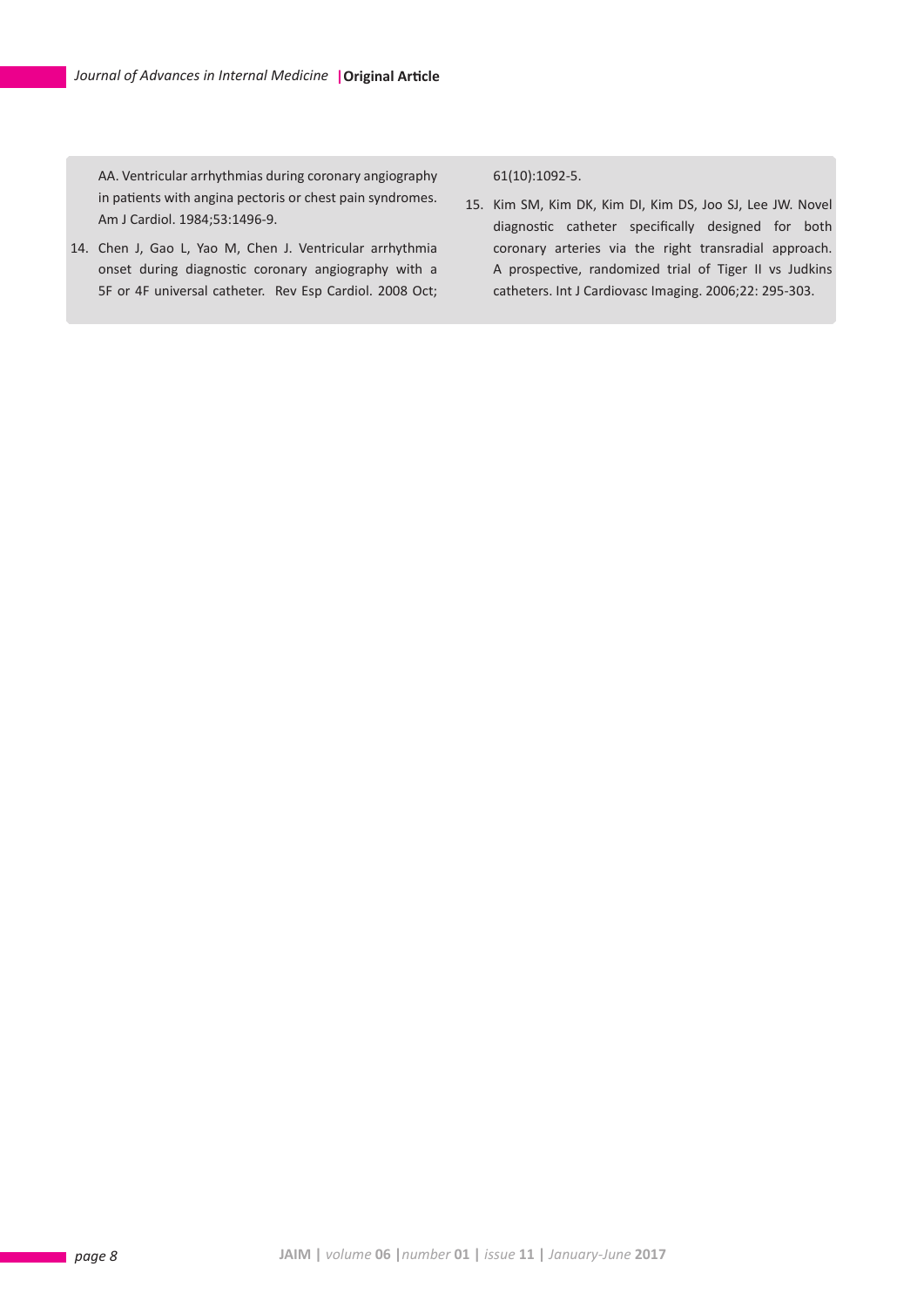AA. Ventricular arrhythmias during coronary angiography in patients with angina pectoris or chest pain syndromes. Am J Cardiol. 1984;53:1496-9.

14. Chen J, Gao L, Yao M, Chen J. Ventricular arrhythmia onset during diagnostic coronary angiography with a 5F or 4F universal catheter. Rev Esp Cardiol. 2008 Oct; 61(10):1092-5.

15. Kim SM, Kim DK, Kim DI, Kim DS, Joo SJ, Lee JW. Novel diagnostic catheter specifically designed for both coronary arteries via the right transradial approach. A prospective, randomized trial of Tiger II vs Judkins catheters. Int J Cardiovasc Imaging. 2006;22: 295-303.